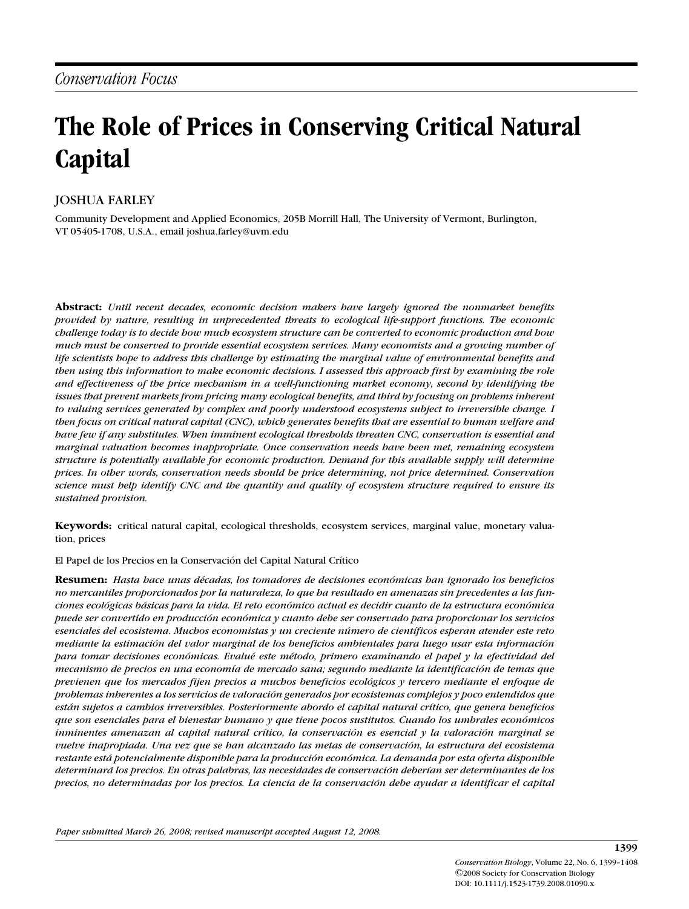*Conservation Focus*

# The Role of Prices in Conserving Critical Natural Capital

JOSHUA FARLEY

Community Development and Applied Economics, 205B Morrill Hall, The University of Vermont, Burlington, VT 05405-1708, U.S.A., email joshua.farley@uvm.edu

**Abstract:** *Until recent decades, economic decision makers have largely ignored the nonmarket benefits provided by nature, resulting in unprecedented threats to ecological life-support functions. The economic challenge today is to decide how much ecosystem structure can be converted to economic production and how much must be conserved to provide essential ecosystem services. Many economists and a growing number of life scientists hope to address this challenge by estimating the marginal value of environmental benefits and then using this information to make economic decisions. I assessed this approach first by examining the role and effectiveness of the price mechanism in a well-functioning market economy, second by identifying the issues that prevent markets from pricing many ecological benefits, and third by focusing on problems inherent to valuing services generated by complex and poorly understood ecosystems subject to irreversible change. I then focus on critical natural capital (CNC), which generates benefits that are essential to human welfare and have few if any substitutes. When imminent ecological thresholds threaten CNC, conservation is essential and marginal valuation becomes inappropriate. Once conservation needs have been met, remaining ecosystem structure is potentially available for economic production. Demand for this available supply will determine prices. In other words, conservation needs should be price determining, not price determined. Conservation science must help identify CNC and the quantity and quality of ecosystem structure required to ensure its sustained provision.*

**Keywords:** critical natural capital, ecological thresholds, ecosystem services, marginal value, monetary valuation, prices

El Papel de los Precios en la Conservación del Capital Natural Crítico

**Resumen:** *Hasta hace unas décadas, los tomadores de decisiones económicas han ignorado los beneficios no mercantiles proporcionados por la naturaleza, lo que ha resultado en amenazas sin precedentes a las funciones ecológicas básicas para la vida. El reto económico actual es decidir cuanto de la estructura económica puede ser convertido en producción económica y cuanto debe ser conservado para proporcionar los servicios esenciales del ecosistema. Muchos economistas y un creciente número de científicos esperan atender este reto mediante la estimación del valor marginal de los beneficios ambientales para luego usar esta información para tomar decisiones económicas. Evalué este método, primero examinando el papel y la efectividad del mecanismo de precios en una economía de mercado sana; segundo mediante la identificación de temas que previenen que los mercados fijen precios a muchos beneficios ecológicos y tercero mediante el enfoque de problemas inherentes a los servicios de valoración generados por ecosistemas complejos y poco entendidos que están sujetos a cambios irreversibles. Posteriormente abordo el capital natural crítico, que genera beneficios que son esenciales para el bienestar humano y que tiene pocos sustitutos. Cuando los umbrales económicos inminentes amenazan al capital natural crítico, la conservación es esencial y la valoración marginal se vuelve inapropiada. Una vez que se han alcanzado las metas de conservación, la estructura del ecosistema restante está potencialmente disponible para la producción económica. La demanda por esta oferta disponible determinará los precios. En otras palabras, las necesidades de conservación deberían ser determinantes de los precios, no determinadas por los precios. La ciencia de la conservación debe ayudar a identificar el capital*

*Paper submitted March 26, 2008; revised manuscript accepted August 12, 2008.*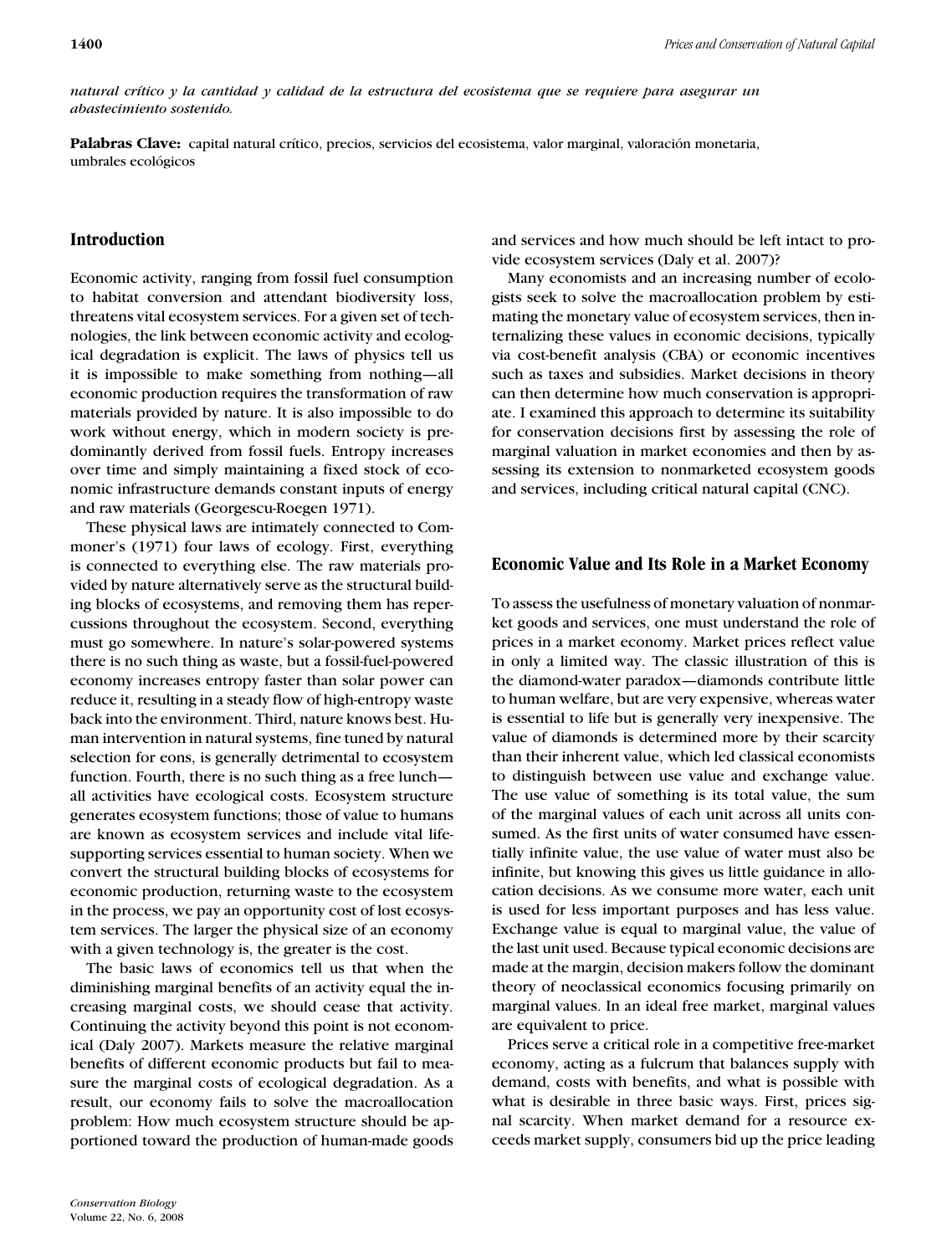*natural crítico y la cantidad y calidad de la estructura del ecosistema que se requiere para asegurar un abastecimiento sostenido.*

**Palabras Clave:** capital natural crítico, precios, servicios del ecosistema, valor marginal, valoración monetaria, umbrales ecológicos

## Introduction

Economic activity, ranging from fossil fuel consumption to habitat conversion and attendant biodiversity loss, threatens vital ecosystem services. For a given set of technologies, the link between economic activity and ecological degradation is explicit. The laws of physics tell us it is impossible to make something from nothing—all economic production requires the transformation of raw materials provided by nature. It is also impossible to do work without energy, which in modern society is predominantly derived from fossil fuels. Entropy increases over time and simply maintaining a fixed stock of economic infrastructure demands constant inputs of energy and raw materials (Georgescu-Roegen 1971).

These physical laws are intimately connected to Commoner's (1971) four laws of ecology. First, everything is connected to everything else. The raw materials provided by nature alternatively serve as the structural building blocks of ecosystems, and removing them has repercussions throughout the ecosystem. Second, everything must go somewhere. In nature's solar-powered systems there is no such thing as waste, but a fossil-fuel-powered economy increases entropy faster than solar power can reduce it, resulting in a steady flow of high-entropy waste back into the environment. Third, nature knows best. Human intervention in natural systems, fine tuned by natural selection for eons, is generally detrimental to ecosystem function. Fourth, there is no such thing as a free lunch—all activities have ecological costs. Ecosystem structure generates ecosystem functions; those of value to humans are known as ecosystem services and include vital life-supporting services essential to human society. When we convert the structural building blocks of ecosystems for economic production, returning waste to the ecosystem in the process, we pay an opportunity cost of lost ecosystem services. The larger the physical size of an economy with a given technology is, the greater is the cost.

The basic laws of economics tell us that when the diminishing marginal benefits of an activity equal the increasing marginal costs, we should cease that activity. Continuing the activity beyond this point is not economical (Daly 2007). Markets measure the relative marginal benefits of different economic products but fail to measure the marginal costs of ecological degradation. As a result, our economy fails to solve the macroallocation problem: How much ecosystem structure should be apportioned toward the production of human-made goods and services and how much should be left intact to provide ecosystem services (Daly et al. 2007)?

Many economists and an increasing number of ecologists seek to solve the macroallocation problem by estimating the monetary value of ecosystem services, then internalizing these values in economic decisions, typically via cost-benefit analysis (CBA) or economic incentives such as taxes and subsidies. Market decisions in theory can then determine how much conservation is appropriate. I examined this approach to determine its suitability for conservation decisions first by assessing the role of marginal valuation in market economies and then by assessing its extension to nonmarketed ecosystem goods and services, including critical natural capital (CNC).

## Economic Value and Its Role in a Market Economy

To assess the usefulness of monetary valuation of nonmarket goods and services, one must understand the role of prices in a market economy. Market prices reflect value in only a limited way. The classic illustration of this is the diamond-water paradox—diamonds contribute little to human welfare, but are very expensive, whereas water is essential to life but is generally very inexpensive. The value of diamonds is determined more by their scarcity than their inherent value, which led classical economists to distinguish between use value and exchange value. The use value of something is its total value, the sum of the marginal values of each unit across all units consumed. As the first units of water consumed have essentially infinite value, the use value of water must also be infinite, but knowing this gives us little guidance in allocation decisions. As we consume more water, each unit is used for less important purposes and has less value. Exchange value is equal to marginal value, the value of the last unit used. Because typical economic decisions are made at the margin, decision makers follow the dominant theory of neoclassical economics focusing primarily on marginal values. In an ideal free market, marginal values are equivalent to price.

Prices serve a critical role in a competitive free-market economy, acting as a fulcrum that balances supply with demand, costs with benefits, and what is possible with what is desirable in three basic ways. First, prices signal scarcity. When market demand for a resource exceeds market supply, consumers bid up the price leading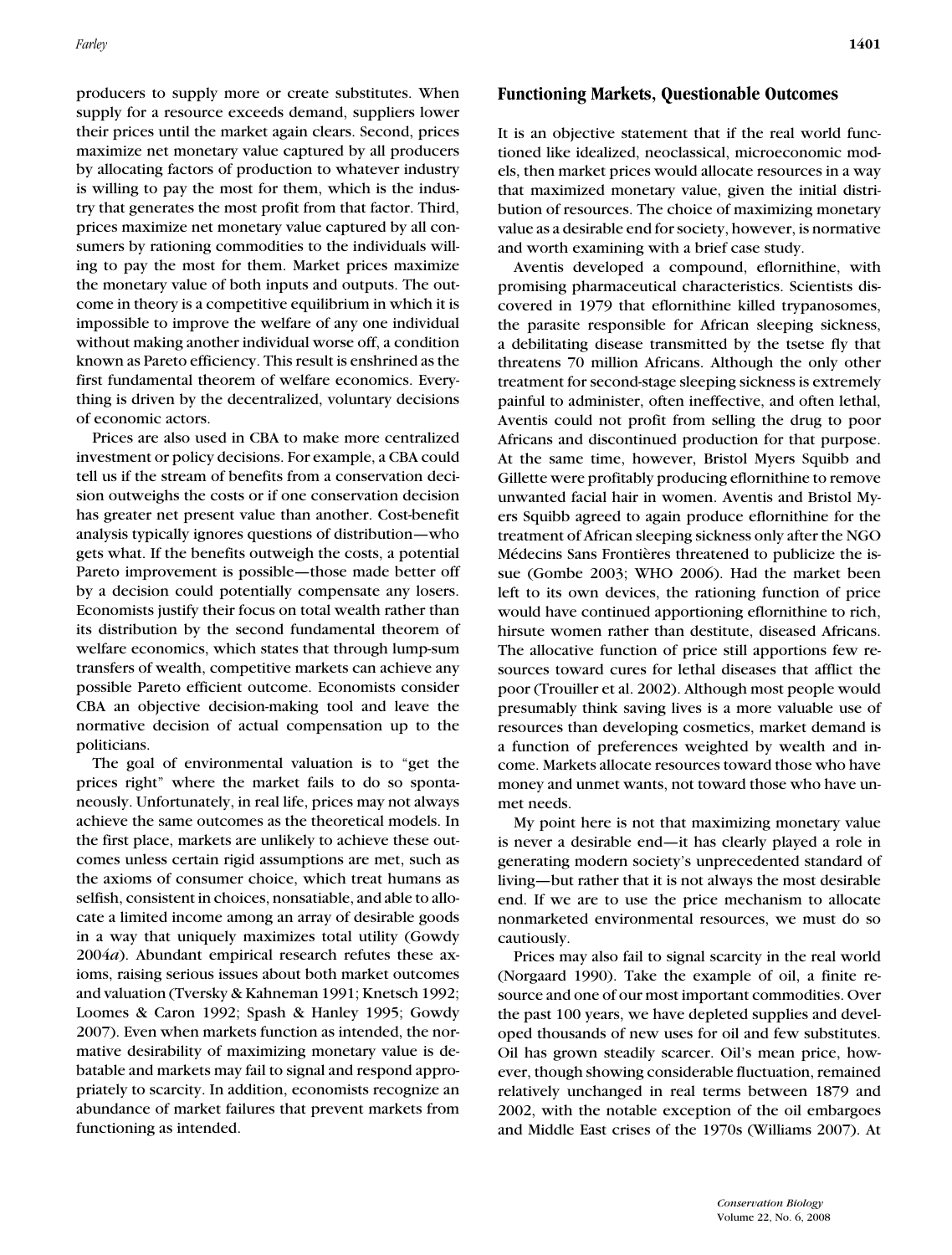producers to supply more or create substitutes. When supply for a resource exceeds demand, suppliers lower their prices until the market again clears. Second, prices maximize net monetary value captured by all producers by allocating factors of production to whatever industry is willing to pay the most for them, which is the industry that generates the most profit from that factor. Third, prices maximize net monetary value captured by all consumers by rationing commodities to the individuals willing to pay the most for them. Market prices maximize the monetary value of both inputs and outputs. The outcome in theory is a competitive equilibrium in which it is impossible to improve the welfare of any one individual without making another individual worse off, a condition known as Pareto efficiency. This result is enshrined as the first fundamental theorem of welfare economics. Everything is driven by the decentralized, voluntary decisions of economic actors.

Prices are also used in CBA to make more centralized investment or policy decisions. For example, a CBA could tell us if the stream of benefits from a conservation decision outweighs the costs or if one conservation decision has greater net present value than another. Cost-benefit analysis typically ignores questions of distribution—who gets what. If the benefits outweigh the costs, a potential Pareto improvement is possible—those made better off by a decision could potentially compensate any losers. Economists justify their focus on total wealth rather than its distribution by the second fundamental theorem of welfare economics, which states that through lump-sum transfers of wealth, competitive markets can achieve any possible Pareto efficient outcome. Economists consider CBA an objective decision-making tool and leave the normative decision of actual compensation up to the politicians.

The goal of environmental valuation is to "get the prices right" where the market fails to do so spontaneously. Unfortunately, in real life, prices may not always achieve the same outcomes as the theoretical models. In the first place, markets are unlikely to achieve these outcomes unless certain rigid assumptions are met, such as the axioms of consumer choice, which treat humans as selfish, consistent in choices, nonsatiable, and able to allocate a limited income among an array of desirable goods in a way that uniquely maximizes total utility (Gowdy 2004*a*). Abundant empirical research refutes these axioms, raising serious issues about both market outcomes and valuation (Tversky & Kahneman 1991; Knetsch 1992; Loomes & Caron 1992; Spash & Hanley 1995; Gowdy 2007). Even when markets function as intended, the normative desirability of maximizing monetary value is debatable and markets may fail to signal and respond appropriately to scarcity. In addition, economists recognize an abundance of market failures that prevent markets from functioning as intended.

## Functioning Markets, Questionable Outcomes

It is an objective statement that if the real world functioned like idealized, neoclassical, microeconomic models, then market prices would allocate resources in a way that maximized monetary value, given the initial distribution of resources. The choice of maximizing monetary value as a desirable end for society, however, is normative and worth examining with a brief case study.

Aventis developed a compound, eflornithine, with promising pharmaceutical characteristics. Scientists discovered in 1979 that eflornithine killed trypanosomes, the parasite responsible for African sleeping sickness, a debilitating disease transmitted by the tsetse fly that threatens 70 million Africans. Although the only other treatment for second-stage sleeping sickness is extremely painful to administer, often ineffective, and often lethal, Aventis could not profit from selling the drug to poor Africans and discontinued production for that purpose. At the same time, however, Bristol Myers Squibb and Gillette were profitably producing eflornithine to remove unwanted facial hair in women. Aventis and Bristol Myers Squibb agreed to again produce eflornithine for the treatment of African sleeping sickness only after the NGO Médecins Sans Frontières threatened to publicize the issue (Gombe 2003; WHO 2006). Had the market been left to its own devices, the rationing function of price would have continued apportioning eflornithine to rich, hirsute women rather than destitute, diseased Africans. The allocative function of price still apportions few resources toward cures for lethal diseases that afflict the poor (Trouiller et al. 2002). Although most people would presumably think saving lives is a more valuable use of resources than developing cosmetics, market demand is a function of preferences weighted by wealth and income. Markets allocate resources toward those who have money and unmet wants, not toward those who have unmet needs.

My point here is not that maximizing monetary value is never a desirable end—it has clearly played a role in generating modern society's unprecedented standard of living—but rather that it is not always the most desirable end. If we are to use the price mechanism to allocate nonmarketed environmental resources, we must do so cautiously.

Prices may also fail to signal scarcity in the real world (Norgaard 1990). Take the example of oil, a finite resource and one of our most important commodities. Over the past 100 years, we have depleted supplies and developed thousands of new uses for oil and few substitutes. Oil has grown steadily scarcer. Oil's mean price, however, though showing considerable fluctuation, remained relatively unchanged in real terms between 1879 and 2002, with the notable exception of the oil embargoes and Middle East crises of the 1970s (Williams 2007). At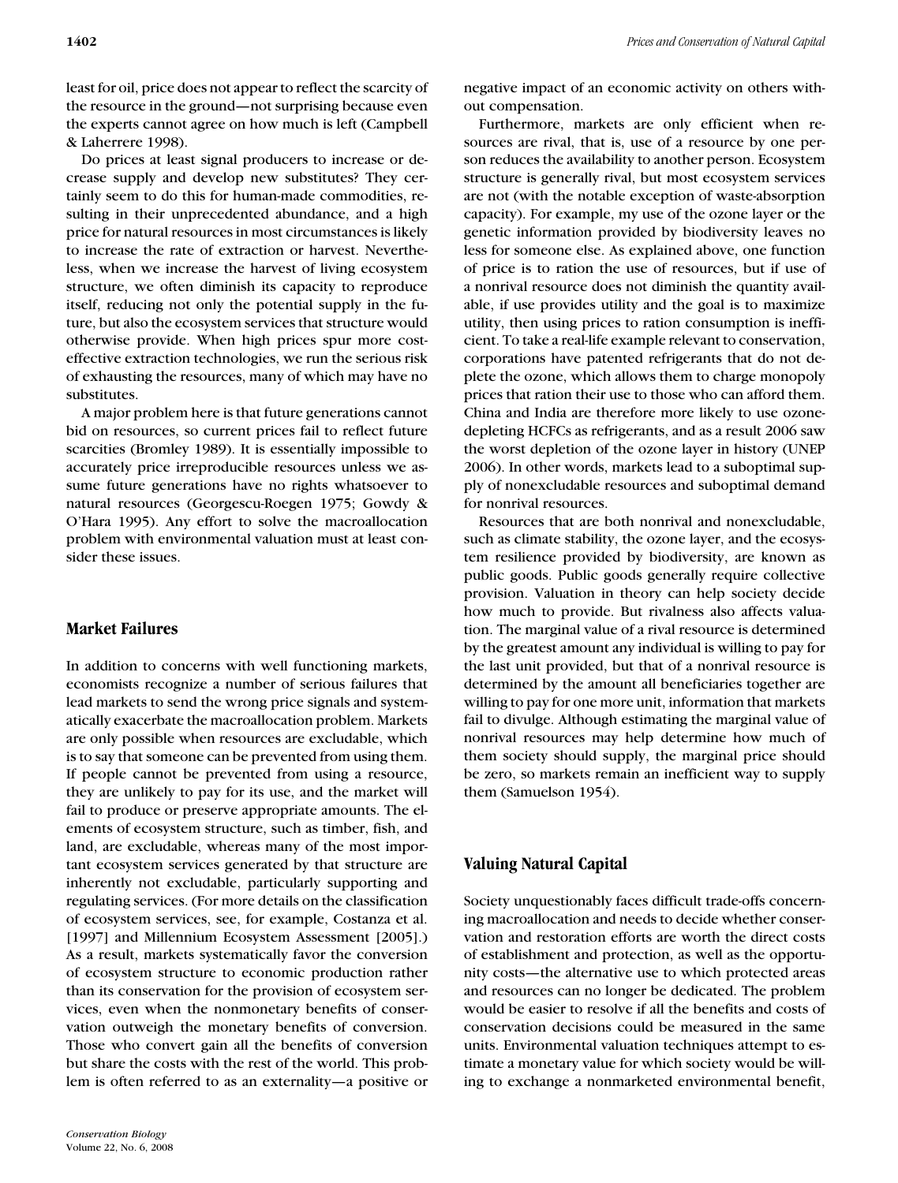least for oil, price does not appear to reflect the scarcity of the resource in the ground—not surprising because even the experts cannot agree on how much is left (Campbell & Laherrere 1998).

Do prices at least signal producers to increase or decrease supply and develop new substitutes? They certainly seem to do this for human-made commodities, resulting in their unprecedented abundance, and a high price for natural resources in most circumstances is likely to increase the rate of extraction or harvest. Nevertheless, when we increase the harvest of living ecosystem structure, we often diminish its capacity to reproduce itself, reducing not only the potential supply in the future, but also the ecosystem services that structure would otherwise provide. When high prices spur more cost-effective extraction technologies, we run the serious risk of exhausting the resources, many of which may have no substitutes.

A major problem here is that future generations cannot bid on resources, so current prices fail to reflect future scarcities (Bromley 1989). It is essentially impossible to accurately price irreproducible resources unless we assume future generations have no rights whatsoever to natural resources (Georgescu-Roegen 1975; Gowdy & O'Hara 1995). Any effort to solve the macroallocation problem with environmental valuation must at least consider these issues.

## Market Failures

In addition to concerns with well functioning markets, economists recognize a number of serious failures that lead markets to send the wrong price signals and systematically exacerbate the macroallocation problem. Markets are only possible when resources are excludable, which is to say that someone can be prevented from using them. If people cannot be prevented from using a resource, they are unlikely to pay for its use, and the market will fail to produce or preserve appropriate amounts. The elements of ecosystem structure, such as timber, fish, and land, are excludable, whereas many of the most important ecosystem services generated by that structure are inherently not excludable, particularly supporting and regulating services. (For more details on the classification of ecosystem services, see, for example, Costanza et al. [1997] and Millennium Ecosystem Assessment [2005].) As a result, markets systematically favor the conversion of ecosystem structure to economic production rather than its conservation for the provision of ecosystem services, even when the nonmonetary benefits of conservation outweigh the monetary benefits of conversion. Those who convert gain all the benefits of conversion but share the costs with the rest of the world. This problem is often referred to as an externality—a positive or negative impact of an economic activity on others without compensation.

Furthermore, markets are only efficient when resources are rival, that is, use of a resource by one person reduces the availability to another person. Ecosystem structure is generally rival, but most ecosystem services are not (with the notable exception of waste-absorption capacity). For example, my use of the ozone layer or the genetic information provided by biodiversity leaves no less for someone else. As explained above, one function of price is to ration the use of resources, but if use of a nonrival resource does not diminish the quantity available, if use provides utility and the goal is to maximize utility, then using prices to ration consumption is inefficient. To take a real-life example relevant to conservation, corporations have patented refrigerants that do not deplete the ozone, which allows them to charge monopoly prices that ration their use to those who can afford them. China and India are therefore more likely to use ozone-depleting HCFCs as refrigerants, and as a result 2006 saw the worst depletion of the ozone layer in history (UNEP 2006). In other words, markets lead to a suboptimal supply of nonexcludable resources and suboptimal demand for nonrival resources.

Resources that are both nonrival and nonexcludable, such as climate stability, the ozone layer, and the ecosystem resilience provided by biodiversity, are known as public goods. Public goods generally require collective provision. Valuation in theory can help society decide how much to provide. But rivalness also affects valuation. The marginal value of a rival resource is determined by the greatest amount any individual is willing to pay for the last unit provided, but that of a nonrival resource is determined by the amount all beneficiaries together are willing to pay for one more unit, information that markets fail to divulge. Although estimating the marginal value of nonrival resources may help determine how much of them society should supply, the marginal price should be zero, so markets remain an inefficient way to supply them (Samuelson 1954).

## Valuing Natural Capital

Society unquestionably faces difficult trade-offs concerning macroallocation and needs to decide whether conservation and restoration efforts are worth the direct costs of establishment and protection, as well as the opportunity costs—the alternative use to which protected areas and resources can no longer be dedicated. The problem would be easier to resolve if all the benefits and costs of conservation decisions could be measured in the same units. Environmental valuation techniques attempt to estimate a monetary value for which society would be willing to exchange a nonmarketed environmental benefit,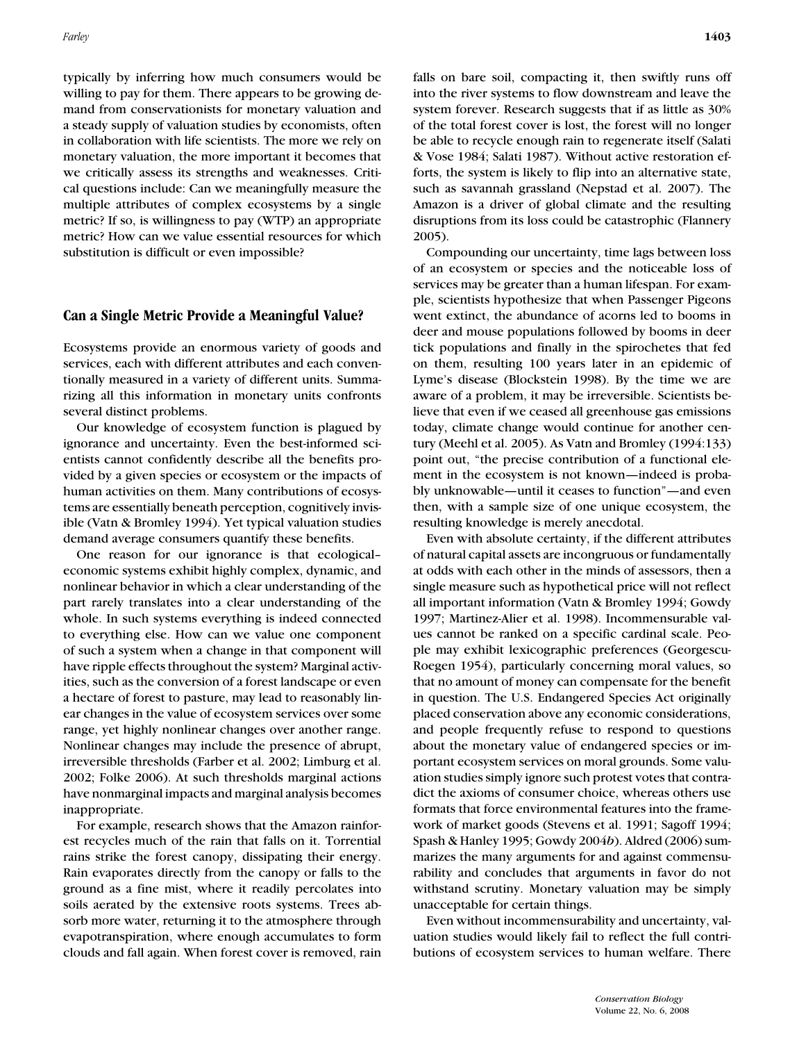typically by inferring how much consumers would be willing to pay for them. There appears to be growing demand from conservationists for monetary valuation and a steady supply of valuation studies by economists, often in collaboration with life scientists. The more we rely on monetary valuation, the more important it becomes that we critically assess its strengths and weaknesses. Critical questions include: Can we meaningfully measure the multiple attributes of complex ecosystems by a single metric? If so, is willingness to pay (WTP) an appropriate metric? How can we value essential resources for which substitution is difficult or even impossible?

## Can a Single Metric Provide a Meaningful Value?

Ecosystems provide an enormous variety of goods and services, each with different attributes and each conventionally measured in a variety of different units. Summarizing all this information in monetary units confronts several distinct problems.

Our knowledge of ecosystem function is plagued by ignorance and uncertainty. Even the best-informed scientists cannot confidently describe all the benefits provided by a given species or ecosystem or the impacts of human activities on them. Many contributions of ecosystems are essentially beneath perception, cognitively invisible (Vatn & Bromley 1994). Yet typical valuation studies demand average consumers quantify these benefits.

One reason for our ignorance is that ecological–economic systems exhibit highly complex, dynamic, and nonlinear behavior in which a clear understanding of the part rarely translates into a clear understanding of the whole. In such systems everything is indeed connected to everything else. How can we value one component of such a system when a change in that component will have ripple effects throughout the system? Marginal activities, such as the conversion of a forest landscape or even a hectare of forest to pasture, may lead to reasonably linear changes in the value of ecosystem services over some range, yet highly nonlinear changes over another range. Nonlinear changes may include the presence of abrupt, irreversible thresholds (Farber et al. 2002; Limburg et al. 2002; Folke 2006). At such thresholds marginal actions have nonmarginal impacts and marginal analysis becomes inappropriate.

For example, research shows that the Amazon rainforest recycles much of the rain that falls on it. Torrential rains strike the forest canopy, dissipating their energy. Rain evaporates directly from the canopy or falls to the ground as a fine mist, where it readily percolates into soils aerated by the extensive roots systems. Trees absorb more water, returning it to the atmosphere through evapotranspiration, where enough accumulates to form clouds and fall again. When forest cover is removed, rain falls on bare soil, compacting it, then swiftly runs off into the river systems to flow downstream and leave the system forever. Research suggests that if as little as 30% of the total forest cover is lost, the forest will no longer be able to recycle enough rain to regenerate itself (Salati & Vose 1984; Salati 1987). Without active restoration efforts, the system is likely to flip into an alternative state, such as savannah grassland (Nepstad et al. 2007). The Amazon is a driver of global climate and the resulting disruptions from its loss could be catastrophic (Flannery 2005).

Compounding our uncertainty, time lags between loss of an ecosystem or species and the noticeable loss of services may be greater than a human lifespan. For example, scientists hypothesize that when Passenger Pigeons went extinct, the abundance of acorns led to booms in deer and mouse populations followed by booms in deer tick populations and finally in the spirochetes that fed on them, resulting 100 years later in an epidemic of Lyme's disease (Blockstein 1998). By the time we are aware of a problem, it may be irreversible. Scientists believe that even if we ceased all greenhouse gas emissions today, climate change would continue for another century (Meehl et al. 2005). As Vatn and Bromley (1994:133) point out, "the precise contribution of a functional element in the ecosystem is not known—indeed is probably unknowable—until it ceases to function"—and even then, with a sample size of one unique ecosystem, the resulting knowledge is merely anecdotal.

Even with absolute certainty, if the different attributes of natural capital assets are incongruous or fundamentally at odds with each other in the minds of assessors, then a single measure such as hypothetical price will not reflect all important information (Vatn & Bromley 1994; Gowdy 1997; Martinez-Alier et al. 1998). Incommensurable values cannot be ranked on a specific cardinal scale. People may exhibit lexicographic preferences (Georgescu-Roegen 1954), particularly concerning moral values, so that no amount of money can compensate for the benefit in question. The U.S. Endangered Species Act originally placed conservation above any economic considerations, and people frequently refuse to respond to questions about the monetary value of endangered species or important ecosystem services on moral grounds. Some valuation studies simply ignore such protest votes that contradict the axioms of consumer choice, whereas others use formats that force environmental features into the framework of market goods (Stevens et al. 1991; Sagoff 1994; Spash & Hanley 1995; Gowdy 2004*b*). Aldred (2006) summarizes the many arguments for and against commensurability and concludes that arguments in favor do not withstand scrutiny. Monetary valuation may be simply unacceptable for certain things.

Even without incommensurability and uncertainty, valuation studies would likely fail to reflect the full contributions of ecosystem services to human welfare. There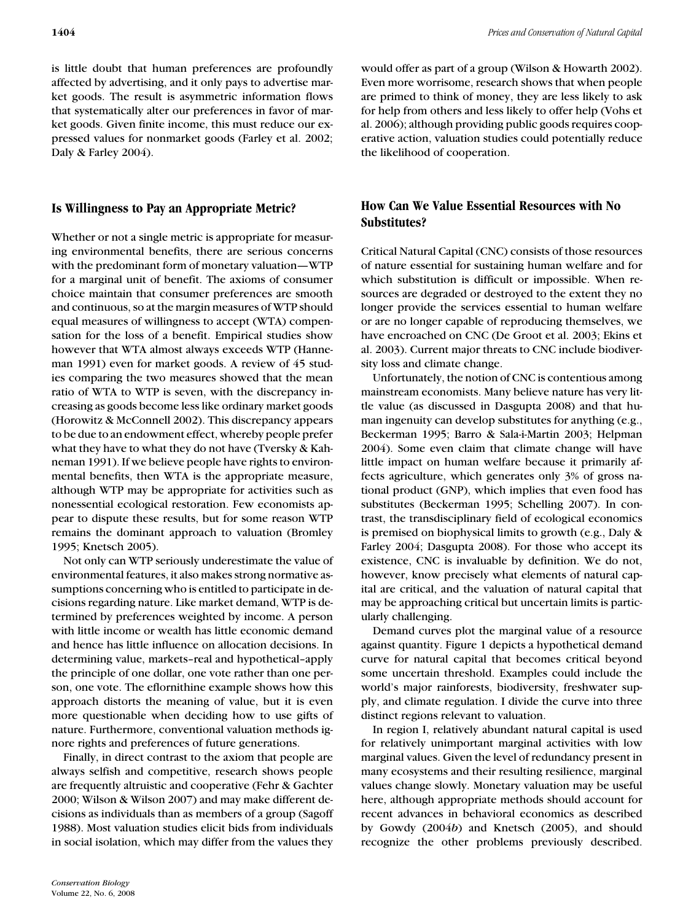is little doubt that human preferences are profoundly affected by advertising, and it only pays to advertise market goods. The result is asymmetric information flows that systematically alter our preferences in favor of market goods. Given finite income, this must reduce our expressed values for nonmarket goods (Farley et al. 2002; Daly & Farley 2004).

## Is Willingness to Pay an Appropriate Metric?

Whether or not a single metric is appropriate for measuring environmental benefits, there are serious concerns with the predominant form of monetary valuation—WTP for a marginal unit of benefit. The axioms of consumer choice maintain that consumer preferences are smooth and continuous, so at the margin measures of WTP should equal measures of willingness to accept (WTA) compensation for the loss of a benefit. Empirical studies show however that WTA almost always exceeds WTP (Hanneman 1991) even for market goods. A review of 45 studies comparing the two measures showed that the mean ratio of WTA to WTP is seven, with the discrepancy increasing as goods become less like ordinary market goods (Horowitz & McConnell 2002). This discrepancy appears to be due to an endowment effect, whereby people prefer what they have to what they do not have (Tversky & Kahneman 1991). If we believe people have rights to environmental benefits, then WTA is the appropriate measure, although WTP may be appropriate for activities such as nonessential ecological restoration. Few economists appear to dispute these results, but for some reason WTP remains the dominant approach to valuation (Bromley 1995; Knetsch 2005).

Not only can WTP seriously underestimate the value of environmental features, it also makes strong normative assumptions concerning who is entitled to participate in decisions regarding nature. Like market demand, WTP is determined by preferences weighted by income. A person with little income or wealth has little economic demand and hence has little influence on allocation decisions. In determining value, markets–real and hypothetical–apply the principle of one dollar, one vote rather than one person, one vote. The eflornithine example shows how this approach distorts the meaning of value, but it is even more questionable when deciding how to use gifts of nature. Furthermore, conventional valuation methods ignore rights and preferences of future generations.

Finally, in direct contrast to the axiom that people are always selfish and competitive, research shows people are frequently altruistic and cooperative (Fehr & Gachter 2000; Wilson & Wilson 2007) and may make different decisions as individuals than as members of a group (Sagoff 1988). Most valuation studies elicit bids from individuals in social isolation, which may differ from the values they would offer as part of a group (Wilson & Howarth 2002). Even more worrisome, research shows that when people are primed to think of money, they are less likely to ask for help from others and less likely to offer help (Vohs et al. 2006); although providing public goods requires cooperative action, valuation studies could potentially reduce the likelihood of cooperation.

## How Can We Value Essential Resources with No Substitutes?

Critical Natural Capital (CNC) consists of those resources of nature essential for sustaining human welfare and for which substitution is difficult or impossible. When resources are degraded or destroyed to the extent they no longer provide the services essential to human welfare or are no longer capable of reproducing themselves, we have encroached on CNC (De Groot et al. 2003; Ekins et al. 2003). Current major threats to CNC include biodiversity loss and climate change.

Unfortunately, the notion of CNC is contentious among mainstream economists. Many believe nature has very little value (as discussed in Dasgupta 2008) and that human ingenuity can develop substitutes for anything (e.g., Beckerman 1995; Barro & Sala-i-Martin 2003; Helpman 2004). Some even claim that climate change will have little impact on human welfare because it primarily affects agriculture, which generates only 3% of gross national product (GNP), which implies that even food has substitutes (Beckerman 1995; Schelling 2007). In contrast, the transdisciplinary field of ecological economics is premised on biophysical limits to growth (e.g., Daly & Farley 2004; Dasgupta 2008). For those who accept its existence, CNC is invaluable by definition. We do not, however, know precisely what elements of natural capital are critical, and the valuation of natural capital that may be approaching critical but uncertain limits is particularly challenging.

Demand curves plot the marginal value of a resource against quantity. Figure 1 depicts a hypothetical demand curve for natural capital that becomes critical beyond some uncertain threshold. Examples could include the world's major rainforests, biodiversity, freshwater supply, and climate regulation. I divide the curve into three distinct regions relevant to valuation.

In region I, relatively abundant natural capital is used for relatively unimportant marginal activities with low marginal values. Given the level of redundancy present in many ecosystems and their resulting resilience, marginal values change slowly. Monetary valuation may be useful here, although appropriate methods should account for recent advances in behavioral economics as described by Gowdy (2004*b*) and Knetsch (2005), and should recognize the other problems previously described.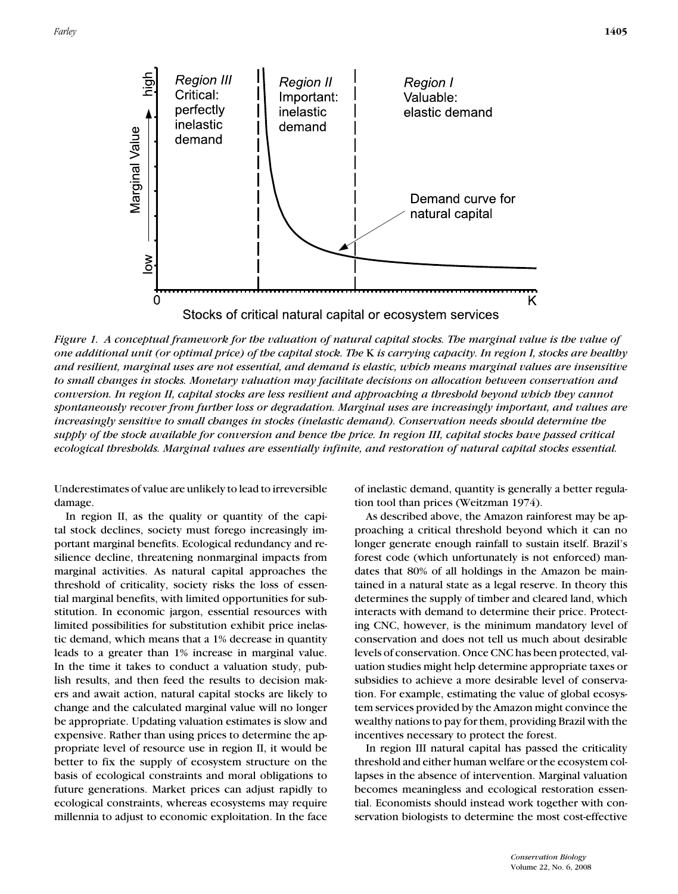Region III
Critical:
perfectly
inelastic
demand

Region II
Important:
inelastic
demand

Region I
Valuable:
elastic demand

Demand curve for
natural capital

high

low

Marginal Value

0

K

Stocks of critical natural capital or ecosystem services

*Figure 1. A conceptual framework for the valuation of natural capital stocks. The marginal value is the value of one additional unit (or optimal price) of the capital stock. The* K *is carrying capacity. In region I, stocks are healthy and resilient, marginal uses are not essential, and demand is elastic, which means marginal values are insensitive to small changes in stocks. Monetary valuation may facilitate decisions on allocation between conservation and conversion. In region II, capital stocks are less resilient and approaching a threshold beyond which they cannot spontaneously recover from further loss or degradation. Marginal uses are increasingly important, and values are increasingly sensitive to small changes in stocks (inelastic demand). Conservation needs should determine the supply of the stock available for conversion and hence the price. In region III, capital stocks have passed critical ecological thresholds. Marginal values are essentially infinite, and restoration of natural capital stocks essential.*

Underestimates of value are unlikely to lead to irreversible damage.

In region II, as the quality or quantity of the capital stock declines, society must forego increasingly important marginal benefits. Ecological redundancy and resilience decline, threatening nonmarginal impacts from marginal activities. As natural capital approaches the threshold of criticality, society risks the loss of essential marginal benefits, with limited opportunities for substitution. In economic jargon, essential resources with limited possibilities for substitution exhibit price inelastic demand, which means that a 1% decrease in quantity leads to a greater than 1% increase in marginal value. In the time it takes to conduct a valuation study, publish results, and then feed the results to decision makers and await action, natural capital stocks are likely to change and the calculated marginal value will no longer be appropriate. Updating valuation estimates is slow and expensive. Rather than using prices to determine the appropriate level of resource use in region II, it would be better to fix the supply of ecosystem structure on the basis of ecological constraints and moral obligations to future generations. Market prices can adjust rapidly to ecological constraints, whereas ecosystems may require millennia to adjust to economic exploitation. In the face of inelastic demand, quantity is generally a better regulation tool than prices (Weitzman 1974).

As described above, the Amazon rainforest may be approaching a critical threshold beyond which it can no longer generate enough rainfall to sustain itself. Brazil's forest code (which unfortunately is not enforced) mandates that 80% of all holdings in the Amazon be maintained in a natural state as a legal reserve. In theory this determines the supply of timber and cleared land, which interacts with demand to determine their price. Protecting CNC, however, is the minimum mandatory level of conservation and does not tell us much about desirable levels of conservation. Once CNC has been protected, valuation studies might help determine appropriate taxes or subsidies to achieve a more desirable level of conservation. For example, estimating the value of global ecosystem services provided by the Amazon might convince the wealthy nations to pay for them, providing Brazil with the incentives necessary to protect the forest.

In region III natural capital has passed the criticality threshold and either human welfare or the ecosystem collapses in the absence of intervention. Marginal valuation becomes meaningless and ecological restoration essential. Economists should instead work together with conservation biologists to determine the most cost-effective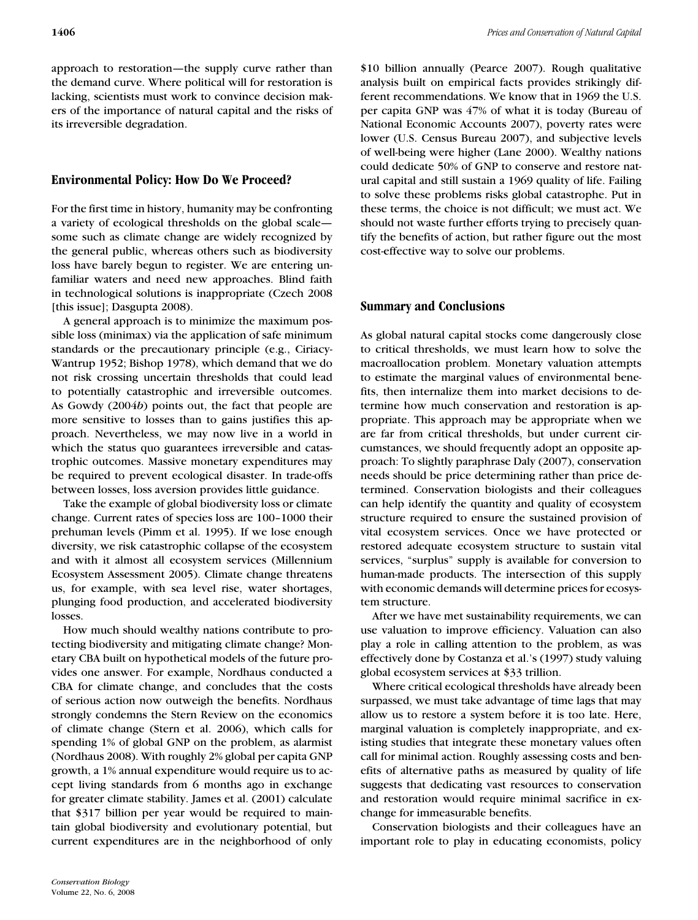approach to restoration—the supply curve rather than the demand curve. Where political will for restoration is lacking, scientists must work to convince decision makers of the importance of natural capital and the risks of its irreversible degradation.

## Environmental Policy: How Do We Proceed?

For the first time in history, humanity may be confronting a variety of ecological thresholds on the global scale—some such as climate change are widely recognized by the general public, whereas others such as biodiversity loss have barely begun to register. We are entering unfamiliar waters and need new approaches. Blind faith in technological solutions is inappropriate (Czech 2008 [this issue]; Dasgupta 2008).

A general approach is to minimize the maximum possible loss (minimax) via the application of safe minimum standards or the precautionary principle (e.g., Ciriacy-Wantrup 1952; Bishop 1978), which demand that we do not risk crossing uncertain thresholds that could lead to potentially catastrophic and irreversible outcomes. As Gowdy (2004*b*) points out, the fact that people are more sensitive to losses than to gains justifies this approach. Nevertheless, we may now live in a world in which the status quo guarantees irreversible and catastrophic outcomes. Massive monetary expenditures may be required to prevent ecological disaster. In trade-offs between losses, loss aversion provides little guidance.

Take the example of global biodiversity loss or climate change. Current rates of species loss are 100–1000 their prehuman levels (Pimm et al. 1995). If we lose enough diversity, we risk catastrophic collapse of the ecosystem and with it almost all ecosystem services (Millennium Ecosystem Assessment 2005). Climate change threatens us, for example, with sea level rise, water shortages, plunging food production, and accelerated biodiversity losses.

How much should wealthy nations contribute to protecting biodiversity and mitigating climate change? Monetary CBA built on hypothetical models of the future provides one answer. For example, Nordhaus conducted a CBA for climate change, and concludes that the costs of serious action now outweigh the benefits. Nordhaus strongly condemns the Stern Review on the economics of climate change (Stern et al. 2006), which calls for spending 1% of global GNP on the problem, as alarmist (Nordhaus 2008). With roughly 2% global per capita GNP growth, a 1% annual expenditure would require us to accept living standards from 6 months ago in exchange for greater climate stability. James et al. (2001) calculate that \$317 billion per year would be required to maintain global biodiversity and evolutionary potential, but current expenditures are in the neighborhood of only \$10 billion annually (Pearce 2007). Rough qualitative analysis built on empirical facts provides strikingly different recommendations. We know that in 1969 the U.S. per capita GNP was 47% of what it is today (Bureau of National Economic Accounts 2007), poverty rates were lower (U.S. Census Bureau 2007), and subjective levels of well-being were higher (Lane 2000). Wealthy nations could dedicate 50% of GNP to conserve and restore natural capital and still sustain a 1969 quality of life. Failing to solve these problems risks global catastrophe. Put in these terms, the choice is not difficult; we must act. We should not waste further efforts trying to precisely quantify the benefits of action, but rather figure out the most cost-effective way to solve our problems.

## Summary and Conclusions

As global natural capital stocks come dangerously close to critical thresholds, we must learn how to solve the macroallocation problem. Monetary valuation attempts to estimate the marginal values of environmental benefits, then internalize them into market decisions to determine how much conservation and restoration is appropriate. This approach may be appropriate when we are far from critical thresholds, but under current circumstances, we should frequently adopt an opposite approach: To slightly paraphrase Daly (2007), conservation needs should be price determining rather than price determined. Conservation biologists and their colleagues can help identify the quantity and quality of ecosystem structure required to ensure the sustained provision of vital ecosystem services. Once we have protected or restored adequate ecosystem structure to sustain vital services, "surplus" supply is available for conversion to human-made products. The intersection of this supply with economic demands will determine prices for ecosystem structure.

After we have met sustainability requirements, we can use valuation to improve efficiency. Valuation can also play a role in calling attention to the problem, as was effectively done by Costanza et al.'s (1997) study valuing global ecosystem services at \$33 trillion.

Where critical ecological thresholds have already been surpassed, we must take advantage of time lags that may allow us to restore a system before it is too late. Here, marginal valuation is completely inappropriate, and existing studies that integrate these monetary values often call for minimal action. Roughly assessing costs and benefits of alternative paths as measured by quality of life suggests that dedicating vast resources to conservation and restoration would require minimal sacrifice in exchange for immeasurable benefits.

Conservation biologists and their colleagues have an important role to play in educating economists, policy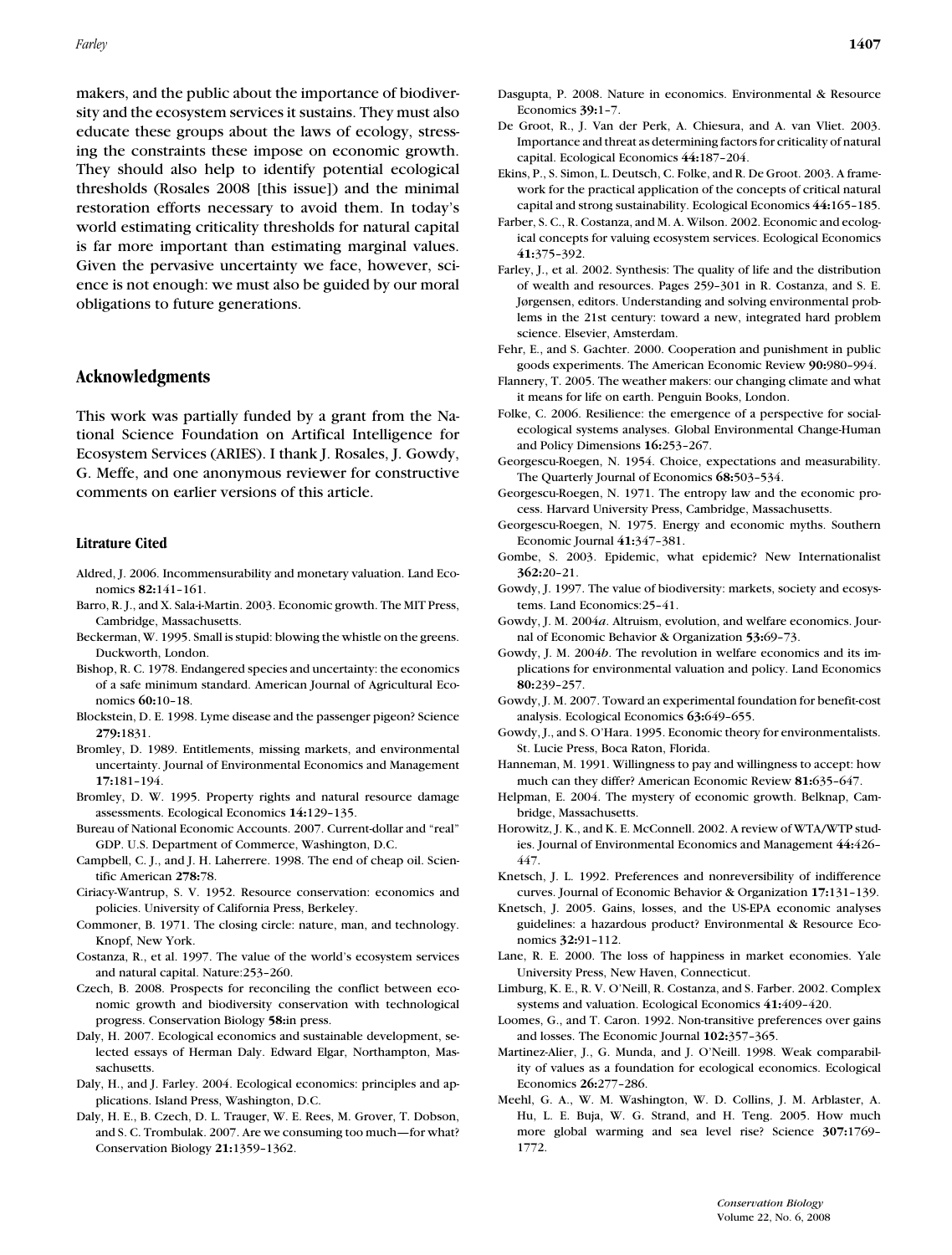makers, and the public about the importance of biodiversity and the ecosystem services it sustains. They must also educate these groups about the laws of ecology, stressing the constraints these impose on economic growth. They should also help to identify potential ecological thresholds (Rosales 2008 [this issue]) and the minimal restoration efforts necessary to avoid them. In today's world estimating criticality thresholds for natural capital is far more important than estimating marginal values. Given the pervasive uncertainty we face, however, science is not enough: we must also be guided by our moral obligations to future generations.

## Acknowledgments

This work was partially funded by a grant from the National Science Foundation on Artifical Intelligence for Ecosystem Services (ARIES). I thank J. Rosales, J. Gowdy, G. Meffe, and one anonymous reviewer for constructive comments on earlier versions of this article.

### Litrature Cited

Aldred, J. 2006. Incommensurability and monetary valuation. Land Economics **82:**141–161.

Barro, R. J., and X. Sala-i-Martin. 2003. Economic growth. The MIT Press, Cambridge, Massachusetts.

Beckerman, W. 1995. Small is stupid: blowing the whistle on the greens. Duckworth, London.

Bishop, R. C. 1978. Endangered species and uncertainty: the economics of a safe minimum standard. American Journal of Agricultural Economics **60:**10–18.

Blockstein, D. E. 1998. Lyme disease and the passenger pigeon? Science **279:**1831.

Bromley, D. 1989. Entitlements, missing markets, and environmental uncertainty. Journal of Environmental Economics and Management **17:**181–194.

Bromley, D. W. 1995. Property rights and natural resource damage assessments. Ecological Economics **14:**129–135.

Bureau of National Economic Accounts. 2007. Current-dollar and "real" GDP. U.S. Department of Commerce, Washington, D.C.

Campbell, C. J., and J. H. Laherrere. 1998. The end of cheap oil. Scientific American **278:**78.

Ciriacy-Wantrup, S. V. 1952. Resource conservation: economics and policies. University of California Press, Berkeley.

Commoner, B. 1971. The closing circle: nature, man, and technology. Knopf, New York.

Costanza, R., et al. 1997. The value of the world's ecosystem services and natural capital. Nature:253–260.

Czech, B. 2008. Prospects for reconciling the conflict between economic growth and biodiversity conservation with technological progress. Conservation Biology **58:**in press.

Daly, H. 2007. Ecological economics and sustainable development, selected essays of Herman Daly. Edward Elgar, Northampton, Massachusetts.

Daly, H., and J. Farley. 2004. Ecological economics: principles and applications. Island Press, Washington, D.C.

Daly, H. E., B. Czech, D. L. Trauger, W. E. Rees, M. Grover, T. Dobson, and S. C. Trombulak. 2007. Are we consuming too much—for what? Conservation Biology **21:**1359–1362.

Dasgupta, P. 2008. Nature in economics. Environmental & Resource Economics **39:**1–7.

De Groot, R., J. Van der Perk, A. Chiesura, and A. van Vliet. 2003. Importance and threat as determining factors for criticality of natural capital. Ecological Economics **44:**187–204.

Ekins, P., S. Simon, L. Deutsch, C. Folke, and R. De Groot. 2003. A framework for the practical application of the concepts of critical natural capital and strong sustainability. Ecological Economics **44:**165–185.

Farber, S. C., R. Costanza, and M. A. Wilson. 2002. Economic and ecological concepts for valuing ecosystem services. Ecological Economics **41:**375–392.

Farley, J., et al. 2002. Synthesis: The quality of life and the distribution of wealth and resources. Pages 259–301 in R. Costanza, and S. E. Jørgensen, editors. Understanding and solving environmental problems in the 21st century: toward a new, integrated hard problem science. Elsevier, Amsterdam.

Fehr, E., and S. Gachter. 2000. Cooperation and punishment in public goods experiments. The American Economic Review **90:**980–994.

Flannery, T. 2005. The weather makers: our changing climate and what it means for life on earth. Penguin Books, London.

Folke, C. 2006. Resilience: the emergence of a perspective for social-ecological systems analyses. Global Environmental Change-Human and Policy Dimensions **16:**253–267.

Georgescu-Roegen, N. 1954. Choice, expectations and measurability. The Quarterly Journal of Economics **68:**503–534.

Georgescu-Roegen, N. 1971. The entropy law and the economic process. Harvard University Press, Cambridge, Massachusetts.

Georgescu-Roegen, N. 1975. Energy and economic myths. Southern Economic Journal **41:**347–381.

Gombe, S. 2003. Epidemic, what epidemic? New Internationalist **362:**20–21.

Gowdy, J. 1997. The value of biodiversity: markets, society and ecosystems. Land Economics:25–41.

Gowdy, J. M. 2004*a*. Altruism, evolution, and welfare economics. Journal of Economic Behavior & Organization **53:**69–73.

Gowdy, J. M. 2004*b*. The revolution in welfare economics and its implications for environmental valuation and policy. Land Economics **80:**239–257.

Gowdy, J. M. 2007. Toward an experimental foundation for benefit-cost analysis. Ecological Economics **63:**649–655.

Gowdy, J., and S. O'Hara. 1995. Economic theory for environmentalists. St. Lucie Press, Boca Raton, Florida.

Hanneman, M. 1991. Willingness to pay and willingness to accept: how much can they differ? American Economic Review **81:**635–647.

Helpman, E. 2004. The mystery of economic growth. Belknap, Cambridge, Massachusetts.

Horowitz, J. K., and K. E. McConnell. 2002. A review of WTA/WTP studies. Journal of Environmental Economics and Management **44:**426–447.

Knetsch, J. L. 1992. Preferences and nonreversibility of indifference curves. Journal of Economic Behavior & Organization **17:**131–139.

Knetsch, J. 2005. Gains, losses, and the US-EPA economic analyses guidelines: a hazardous product? Environmental & Resource Economics **32:**91–112.

Lane, R. E. 2000. The loss of happiness in market economies. Yale University Press, New Haven, Connecticut.

Limburg, K. E., R. V. O'Neill, R. Costanza, and S. Farber. 2002. Complex systems and valuation. Ecological Economics **41:**409–420.

Loomes, G., and T. Caron. 1992. Non-transitive preferences over gains and losses. The Economic Journal **102:**357–365.

Martinez-Alier, J., G. Munda, and J. O'Neill. 1998. Weak comparability of values as a foundation for ecological economics. Ecological Economics **26:**277–286.

Meehl, G. A., W. M. Washington, W. D. Collins, J. M. Arblaster, A. Hu, L. E. Buja, W. G. Strand, and H. Teng. 2005. How much more global warming and sea level rise? Science **307:**1769–1772.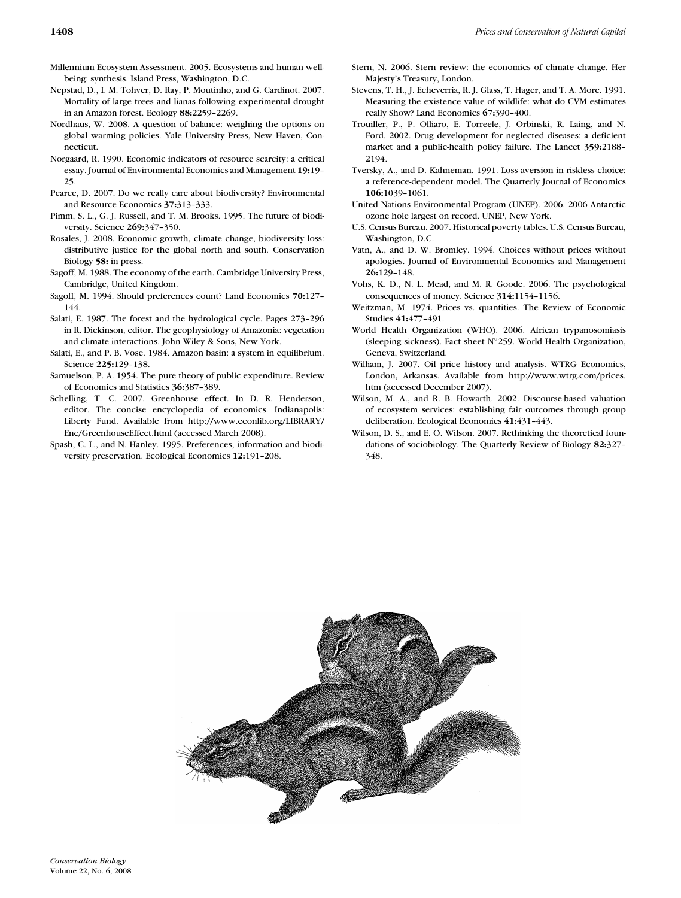Millennium Ecosystem Assessment. 2005. Ecosystems and human well-being: synthesis. Island Press, Washington, D.C.

Nepstad, D., I. M. Tohver, D. Ray, P. Moutinho, and G. Cardinot. 2007. Mortality of large trees and lianas following experimental drought in an Amazon forest. Ecology **88:**2259–2269.

Nordhaus, W. 2008. A question of balance: weighing the options on global warming policies. Yale University Press, New Haven, Connecticut.

Norgaard, R. 1990. Economic indicators of resource scarcity: a critical essay. Journal of Environmental Economics and Management **19:**19–25.

Pearce, D. 2007. Do we really care about biodiversity? Environmental and Resource Economics **37:**313–333.

Pimm, S. L., G. J. Russell, and T. M. Brooks. 1995. The future of biodiversity. Science **269:**347–350.

Rosales, J. 2008. Economic growth, climate change, biodiversity loss: distributive justice for the global north and south. Conservation Biology **58:** in press.

Sagoff, M. 1988. The economy of the earth. Cambridge University Press, Cambridge, United Kingdom.

Sagoff, M. 1994. Should preferences count? Land Economics **70:**127–144.

Salati, E. 1987. The forest and the hydrological cycle. Pages 273–296 in R. Dickinson, editor. The geophysiology of Amazonia: vegetation and climate interactions. John Wiley & Sons, New York.

Salati, E., and P. B. Vose. 1984. Amazon basin: a system in equilibrium. Science **225:**129–138.

Samuelson, P. A. 1954. The pure theory of public expenditure. Review of Economics and Statistics **36:**387–389.

Schelling, T. C. 2007. Greenhouse effect. In D. R. Henderson, editor. The concise encyclopedia of economics. Indianapolis: Liberty Fund. Available from http://www.econlib.org/LIBRARY/Enc/GreenhouseEffect.html (accessed March 2008).

Spash, C. L., and N. Hanley. 1995. Preferences, information and biodiversity preservation. Ecological Economics **12:**191–208.

Stern, N. 2006. Stern review: the economics of climate change. Her Majesty's Treasury, London.

Stevens, T. H., J. Echeverria, R. J. Glass, T. Hager, and T. A. More. 1991. Measuring the existence value of wildlife: what do CVM estimates really Show? Land Economics **67:**390–400.

Trouiller, P., P. Olliaro, E. Torreele, J. Orbinski, R. Laing, and N. Ford. 2002. Drug development for neglected diseases: a deficient market and a public-health policy failure. The Lancet **359:**2188–2194.

Tversky, A., and D. Kahneman. 1991. Loss aversion in riskless choice: a reference-dependent model. The Quarterly Journal of Economics **106:**1039–1061.

United Nations Environmental Program (UNEP). 2006. 2006 Antarctic ozone hole largest on record. UNEP, New York.

U.S. Census Bureau. 2007. Historical poverty tables. U.S. Census Bureau, Washington, D.C.

Vatn, A., and D. W. Bromley. 1994. Choices without prices without apologies. Journal of Environmental Economics and Management **26:**129–148.

Vohs, K. D., N. L. Mead, and M. R. Goode. 2006. The psychological consequences of money. Science **314:**1154–1156.

Weitzman, M. 1974. Prices vs. quantities. The Review of Economic Studies **41:**477–491.

World Health Organization (WHO). 2006. African trypanosomiasis (sleeping sickness). Fact sheet N°259. World Health Organization, Geneva, Switzerland.

William, J. 2007. Oil price history and analysis. WTRG Economics, London, Arkansas. Available from http://www.wtrg.com/prices.htm (accessed December 2007).

Wilson, M. A., and R. B. Howarth. 2002. Discourse-based valuation of ecosystem services: establishing fair outcomes through group deliberation. Ecological Economics **41:**431–443.

Wilson, D. S., and E. O. Wilson. 2007. Rethinking the theoretical foundations of sociobiology. The Quarterly Review of Biology **82:**327–348.